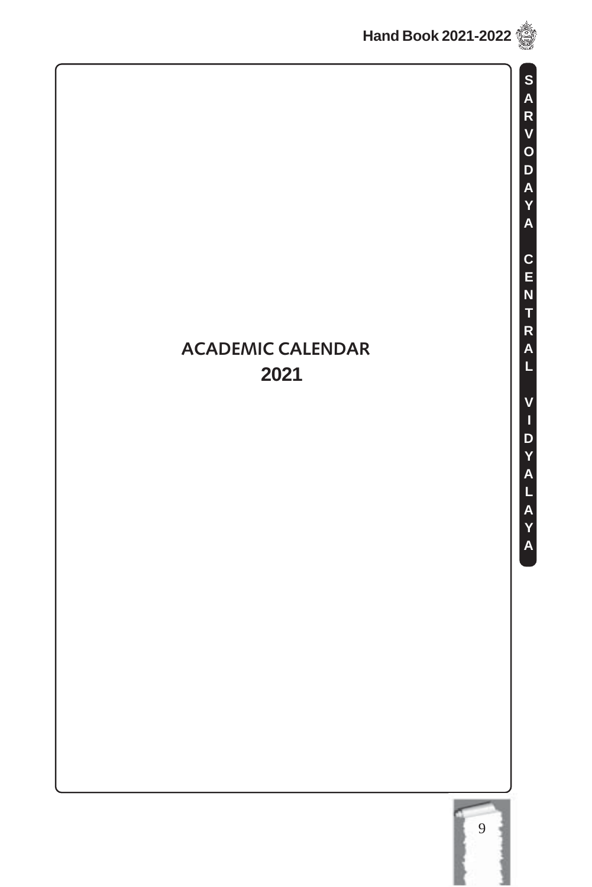# ACADEMIC CALENDAR
# 2021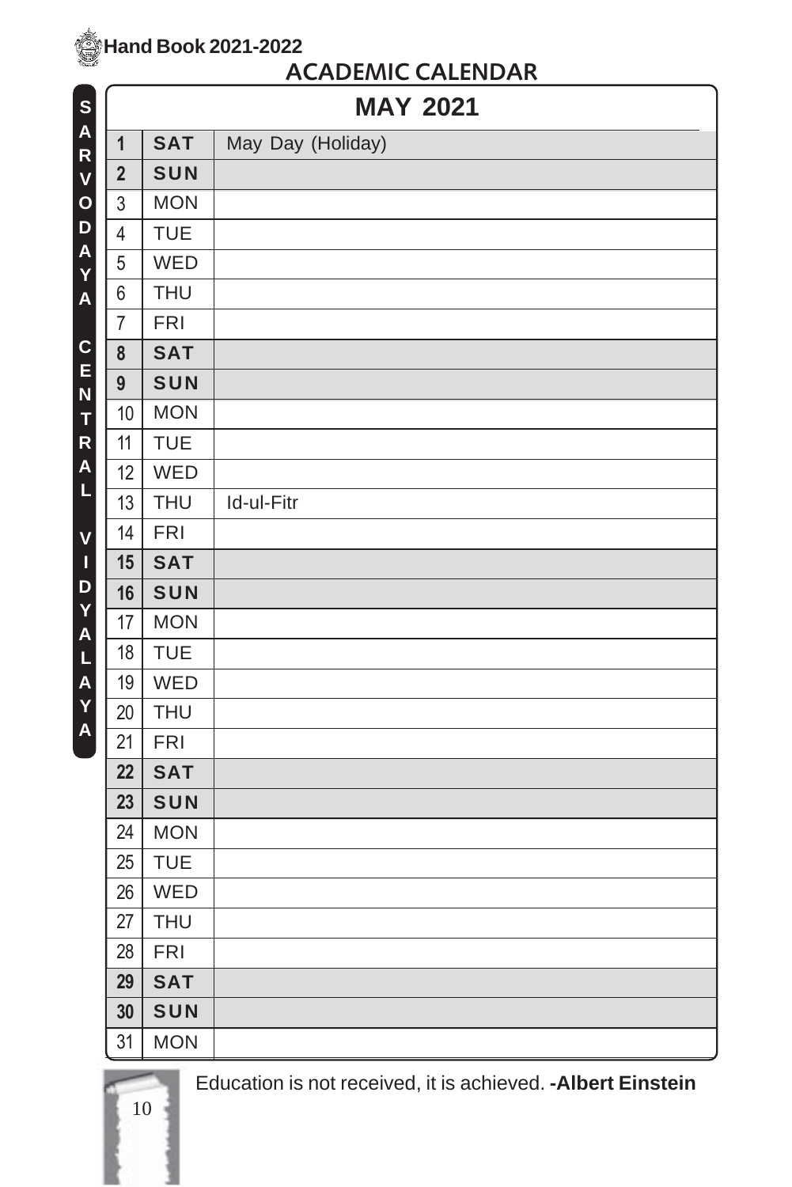## ACADEMIC CALENDAR

### MAY 2021

| | | |
|---|---|---|
| 1 | **SAT** | May Day (Holiday) |
| 2 | **SUN** | |
| 3 | MON | |
| 4 | TUE | |
| 5 | WED | |
| 6 | THU | |
| 7 | FRI | |
| 8 | **SAT** | |
| 9 | **SUN** | |
| 10 | MON | |
| 11 | TUE | |
| 12 | WED | |
| 13 | THU | Id-ul-Fitr |
| 14 | FRI | |
| 15 | **SAT** | |
| 16 | **SUN** | |
| 17 | MON | |
| 18 | TUE | |
| 19 | WED | |
| 20 | THU | |
| 21 | FRI | |
| 22 | **SAT** | |
| 23 | **SUN** | |
| 24 | MON | |
| 25 | TUE | |
| 26 | WED | |
| 27 | THU | |
| 28 | FRI | |
| 29 | **SAT** | |
| 30 | **SUN** | |
| 31 | MON | |

Education is not received, it is achieved. **-Albert Einstein**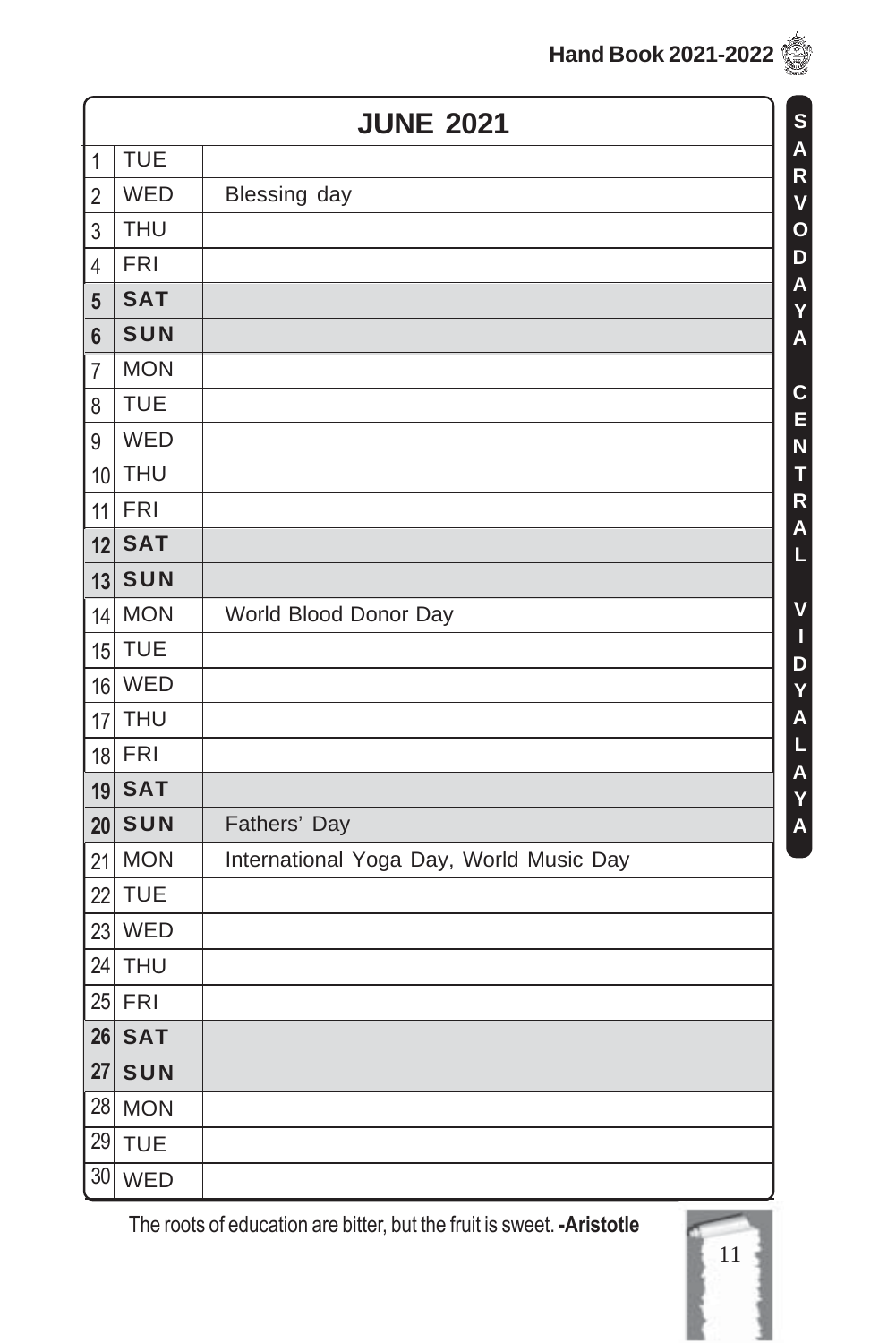# JUNE 2021

| | | |
|---|---|---|
| 1 | TUE | |
| 2 | WED | Blessing day |
| 3 | THU | |
| 4 | FRI | |
| **5** | **SAT** | |
| **6** | **SUN** | |
| 7 | MON | |
| 8 | TUE | |
| 9 | WED | |
| 10 | THU | |
| 11 | FRI | |
| **12** | **SAT** | |
| **13** | **SUN** | |
| 14 | MON | World Blood Donor Day |
| 15 | TUE | |
| 16 | WED | |
| 17 | THU | |
| 18 | FRI | |
| **19** | **SAT** | |
| **20** | **SUN** | Fathers' Day |
| 21 | MON | International Yoga Day, World Music Day |
| 22 | TUE | |
| 23 | WED | |
| 24 | THU | |
| 25 | FRI | |
| **26** | **SAT** | |
| **27** | **SUN** | |
| 28 | MON | |
| 29 | TUE | |
| 30 | WED | |

The roots of education are bitter, but the fruit is sweet. **-Aristotle**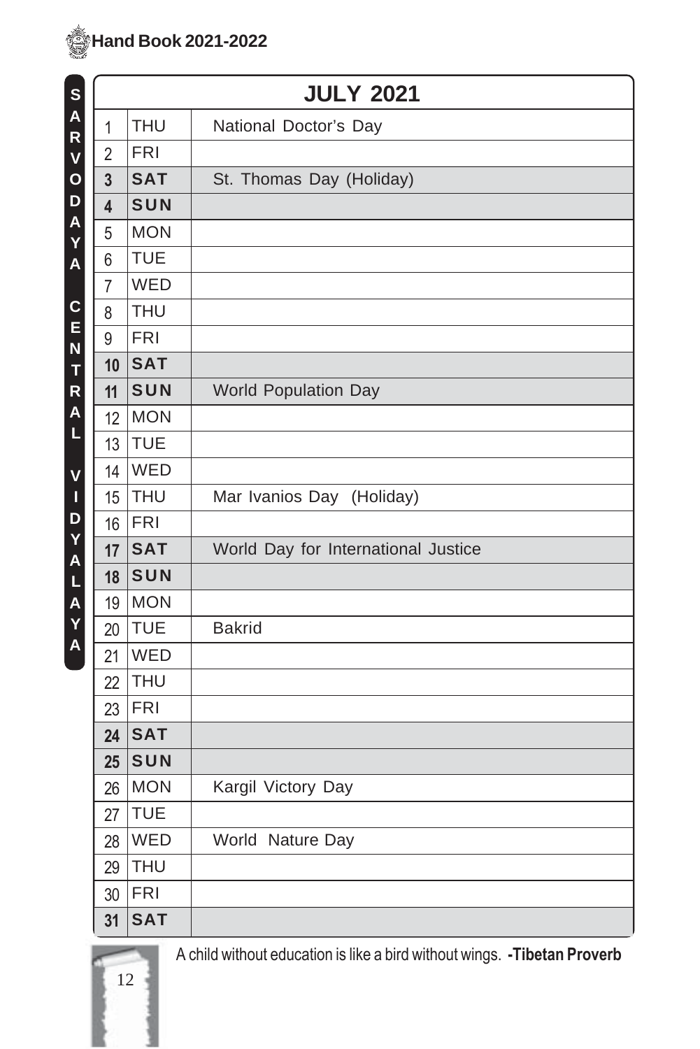# JULY 2021

| | | |
|---|---|---|
| 1 | THU | National Doctor's Day |
| 2 | FRI | |
| **3** | **SAT** | St. Thomas Day (Holiday) |
| **4** | **SUN** | |
| 5 | MON | |
| 6 | TUE | |
| 7 | WED | |
| 8 | THU | |
| 9 | FRI | |
| **10** | **SAT** | |
| **11** | **SUN** | World Population Day |
| 12 | MON | |
| 13 | TUE | |
| 14 | WED | |
| 15 | THU | Mar Ivanios Day (Holiday) |
| 16 | FRI | |
| **17** | **SAT** | World Day for International Justice |
| **18** | **SUN** | |
| 19 | MON | |
| 20 | TUE | Bakrid |
| 21 | WED | |
| 22 | THU | |
| 23 | FRI | |
| **24** | **SAT** | |
| **25** | **SUN** | |
| 26 | MON | Kargil Victory Day |
| 27 | TUE | |
| 28 | WED | World Nature Day |
| 29 | THU | |
| 30 | FRI | |
| **31** | **SAT** | |

A child without education is like a bird without wings. **-Tibetan Proverb**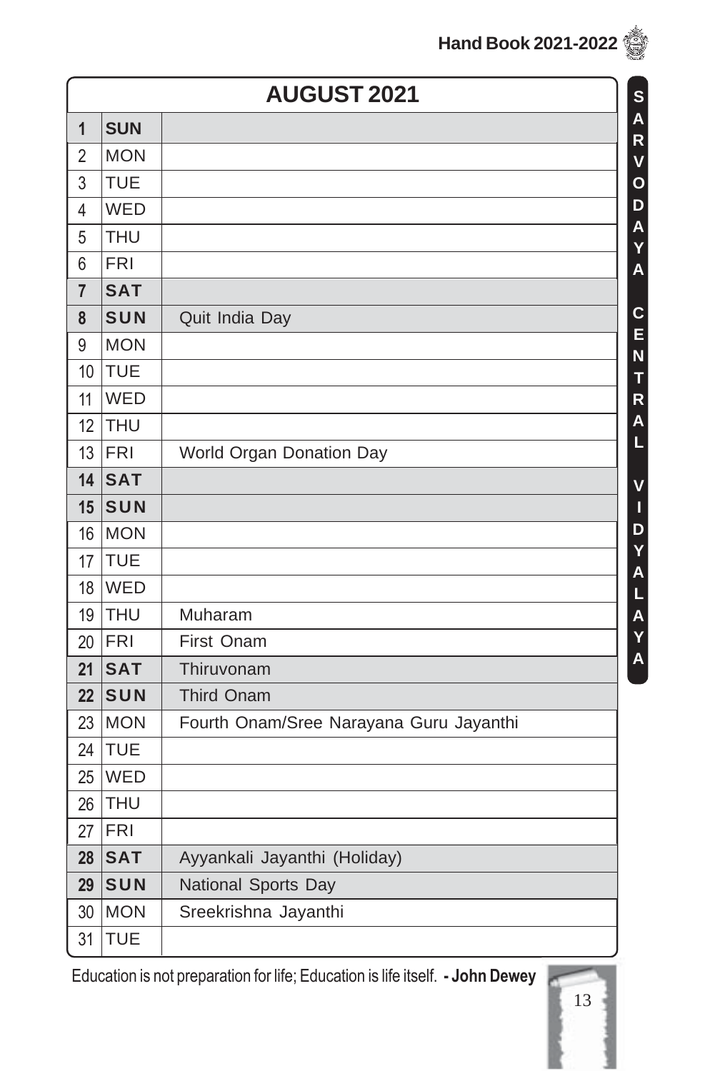## AUGUST 2021

| Date | Day | Event |
|---|---|---|
| **1** | **SUN** | |
| 2 | MON | |
| 3 | TUE | |
| 4 | WED | |
| 5 | THU | |
| 6 | FRI | |
| **7** | **SAT** | |
| **8** | **SUN** | Quit India Day |
| 9 | MON | |
| 10 | TUE | |
| 11 | WED | |
| 12 | THU | |
| 13 | FRI | World Organ Donation Day |
| **14** | **SAT** | |
| **15** | **SUN** | |
| 16 | MON | |
| 17 | TUE | |
| 18 | WED | |
| 19 | THU | Muharam |
| 20 | FRI | First Onam |
| **21** | **SAT** | Thiruvonam |
| **22** | **SUN** | Third Onam |
| 23 | MON | Fourth Onam/Sree Narayana Guru Jayanthi |
| 24 | TUE | |
| 25 | WED | |
| 26 | THU | |
| 27 | FRI | |
| **28** | **SAT** | Ayyankali Jayanthi (Holiday) |
| **29** | **SUN** | National Sports Day |
| 30 | MON | Sreekrishna Jayanthi |
| 31 | TUE | |

Education is not preparation for life; Education is life itself. **- John Dewey**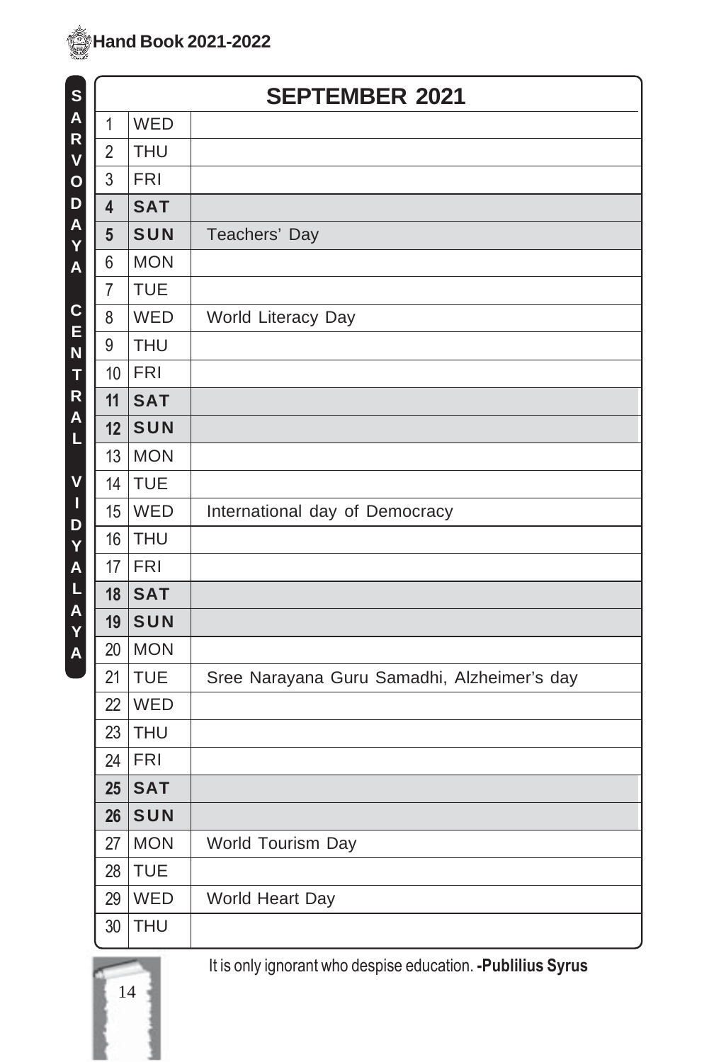## SEPTEMBER 2021

| | | |
|---|---|---|
| 1 | WED | |
| 2 | THU | |
| 3 | FRI | |
| **4** | **SAT** | |
| **5** | **SUN** | Teachers' Day |
| 6 | MON | |
| 7 | TUE | |
| 8 | WED | World Literacy Day |
| 9 | THU | |
| 10 | FRI | |
| **11** | **SAT** | |
| **12** | **SUN** | |
| 13 | MON | |
| 14 | TUE | |
| 15 | WED | International day of Democracy |
| 16 | THU | |
| 17 | FRI | |
| **18** | **SAT** | |
| **19** | **SUN** | |
| 20 | MON | |
| 21 | TUE | Sree Narayana Guru Samadhi, Alzheimer's day |
| 22 | WED | |
| 23 | THU | |
| 24 | FRI | |
| **25** | **SAT** | |
| **26** | **SUN** | |
| 27 | MON | World Tourism Day |
| 28 | TUE | |
| 29 | WED | World Heart Day |
| 30 | THU | |

It is only ignorant who despise education. **-Publilius Syrus**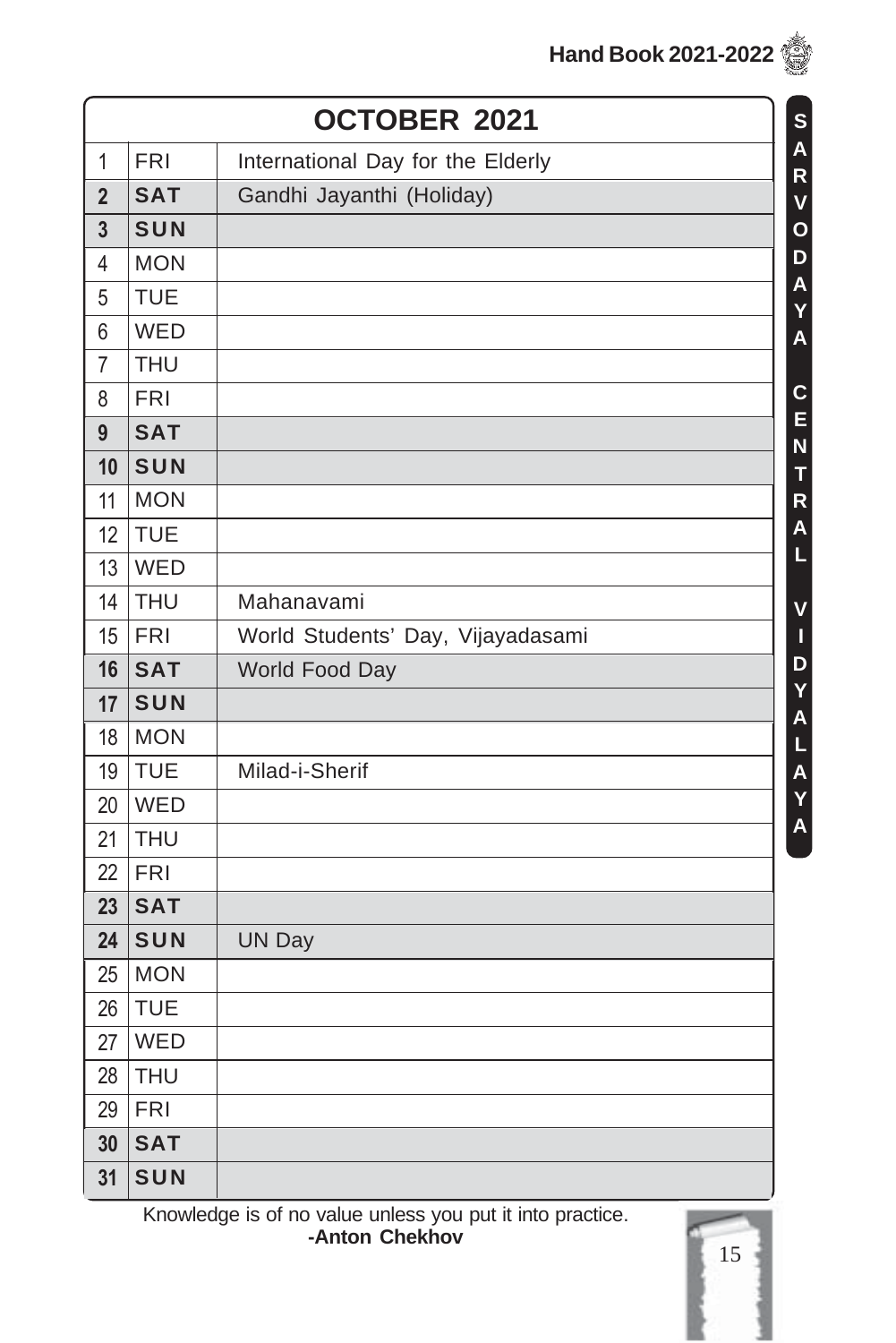| OCTOBER 2021 | | |
|---|---|---|
| 1 | FRI | International Day for the Elderly |
| **2** | **SAT** | Gandhi Jayanthi (Holiday) |
| **3** | **SUN** | |
| 4 | MON | |
| 5 | TUE | |
| 6 | WED | |
| 7 | THU | |
| 8 | FRI | |
| **9** | **SAT** | |
| **10** | **SUN** | |
| 11 | MON | |
| 12 | TUE | |
| 13 | WED | |
| 14 | THU | Mahanavami |
| 15 | FRI | World Students' Day, Vijayadasami |
| **16** | **SAT** | World Food Day |
| **17** | **SUN** | |
| 18 | MON | |
| 19 | TUE | Milad-i-Sherif |
| 20 | WED | |
| 21 | THU | |
| 22 | FRI | |
| **23** | **SAT** | |
| **24** | **SUN** | UN Day |
| 25 | MON | |
| 26 | TUE | |
| 27 | WED | |
| 28 | THU | |
| 29 | FRI | |
| **30** | **SAT** | |
| **31** | **SUN** | |

Knowledge is of no value unless you put it into practice.
**-Anton Chekhov**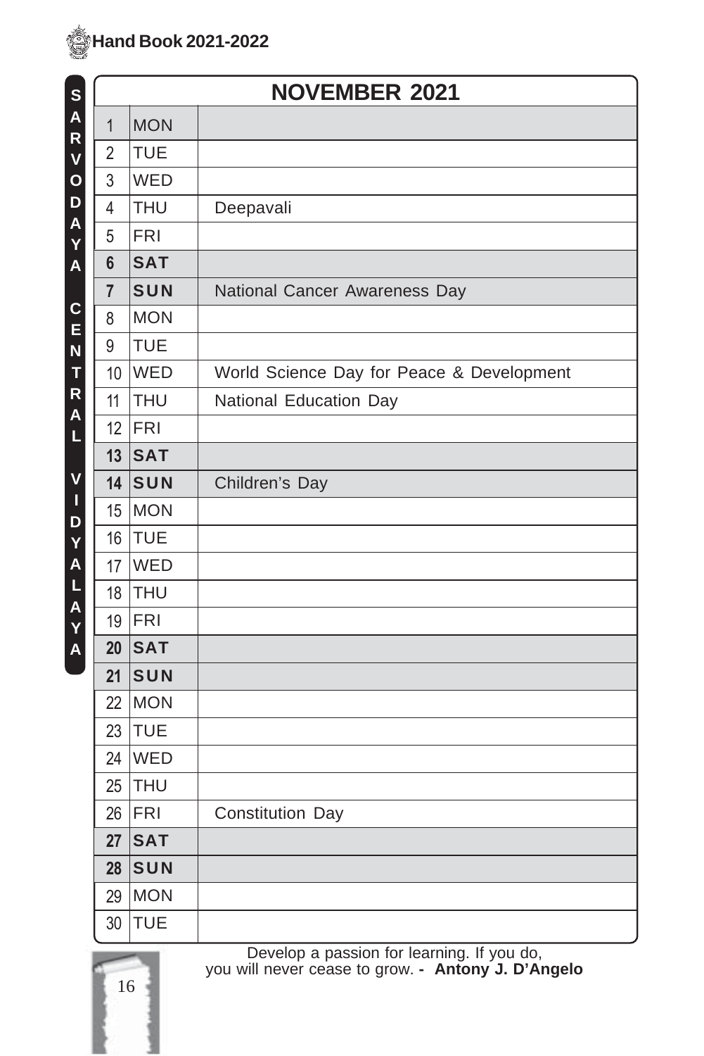## NOVEMBER 2021

| | | |
|---|---|---|
| 1 | MON | |
| 2 | TUE | |
| 3 | WED | |
| 4 | THU | Deepavali |
| 5 | FRI | |
| **6** | **SAT** | |
| **7** | **SUN** | National Cancer Awareness Day |
| 8 | MON | |
| 9 | TUE | |
| 10 | WED | World Science Day for Peace & Development |
| 11 | THU | National Education Day |
| 12 | FRI | |
| **13** | **SAT** | |
| **14** | **SUN** | Children's Day |
| 15 | MON | |
| 16 | TUE | |
| 17 | WED | |
| 18 | THU | |
| 19 | FRI | |
| **20** | **SAT** | |
| **21** | **SUN** | |
| 22 | MON | |
| 23 | TUE | |
| 24 | WED | |
| 25 | THU | |
| 26 | FRI | Constitution Day |
| **27** | **SAT** | |
| **28** | **SUN** | |
| 29 | MON | |
| 30 | TUE | |

Develop a passion for learning. If you do, you will never cease to grow. - **Antony J. D'Angelo**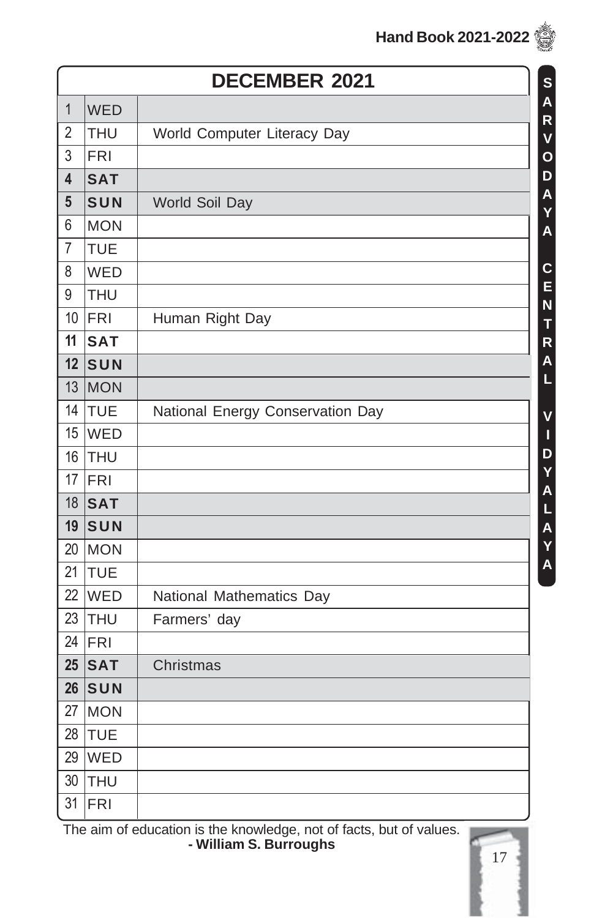# DECEMBER 2021

| | | |
|---|---|---|
| 1 | WED | |
| 2 | THU | World Computer Literacy Day |
| 3 | FRI | |
| **4** | **SAT** | |
| **5** | **SUN** | World Soil Day |
| 6 | MON | |
| 7 | TUE | |
| 8 | WED | |
| 9 | THU | |
| 10 | FRI | Human Right Day |
| **11** | **SAT** | |
| **12** | **SUN** | |
| 13 | MON | |
| 14 | TUE | National Energy Conservation Day |
| 15 | WED | |
| 16 | THU | |
| 17 | FRI | |
| 18 | **SAT** | |
| **19** | **SUN** | |
| 20 | MON | |
| 21 | TUE | |
| 22 | WED | National Mathematics Day |
| 23 | THU | Farmers' day |
| 24 | FRI | |
| **25** | **SAT** | Christmas |
| **26** | **SUN** | |
| 27 | MON | |
| 28 | TUE | |
| 29 | WED | |
| 30 | THU | |
| 31 | FRI | |

The aim of education is the knowledge, not of facts, but of values.
**- William S. Burroughs**

SARVODAYA CENTRAL VIDYALAYA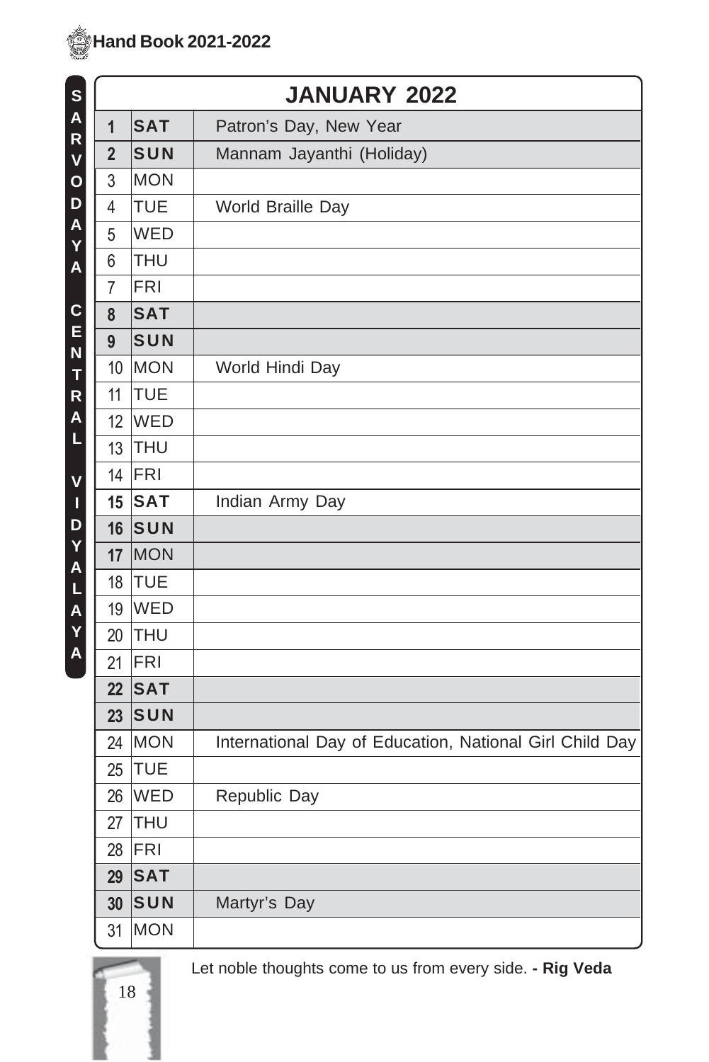# JANUARY 2022

| | | |
|---|---|---|
| 1 | SAT | Patron's Day, New Year |
| 2 | SUN | Mannam Jayanthi (Holiday) |
| 3 | MON | |
| 4 | TUE | World Braille Day |
| 5 | WED | |
| 6 | THU | |
| 7 | FRI | |
| 8 | SAT | |
| 9 | SUN | |
| 10 | MON | World Hindi Day |
| 11 | TUE | |
| 12 | WED | |
| 13 | THU | |
| 14 | FRI | |
| 15 | SAT | Indian Army Day |
| 16 | SUN | |
| 17 | MON | |
| 18 | TUE | |
| 19 | WED | |
| 20 | THU | |
| 21 | FRI | |
| 22 | SAT | |
| 23 | SUN | |
| 24 | MON | International Day of Education, National Girl Child Day |
| 25 | TUE | |
| 26 | WED | Republic Day |
| 27 | THU | |
| 28 | FRI | |
| 29 | SAT | |
| 30 | SUN | Martyr's Day |
| 31 | MON | |

Let noble thoughts come to us from every side. **- Rig Veda**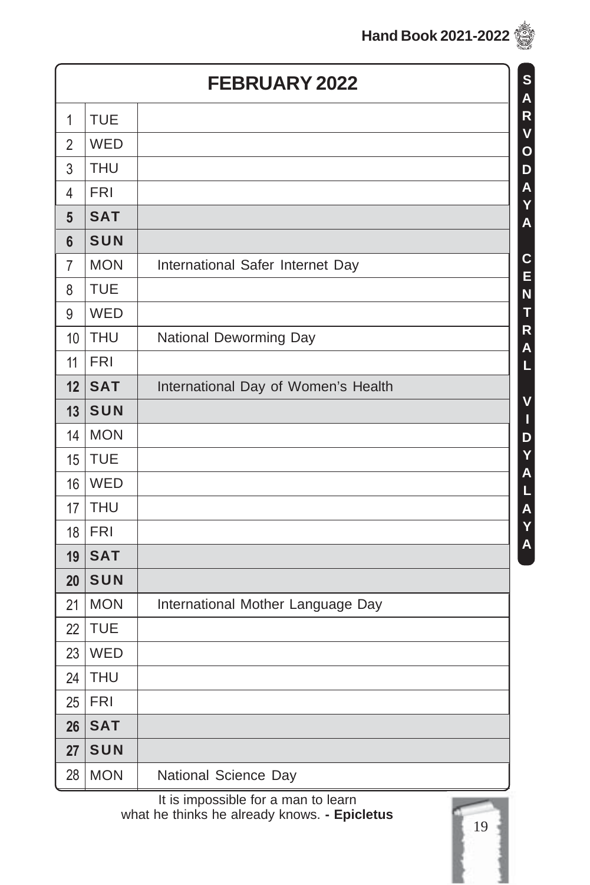# FEBRUARY 2022

| | | |
|---|---|---|
| 1 | TUE | |
| 2 | WED | |
| 3 | THU | |
| 4 | FRI | |
| **5** | **SAT** | |
| **6** | **SUN** | |
| 7 | MON | International Safer Internet Day |
| 8 | TUE | |
| 9 | WED | |
| 10 | THU | National Deworming Day |
| 11 | FRI | |
| **12** | **SAT** | International Day of Women's Health |
| **13** | **SUN** | |
| 14 | MON | |
| 15 | TUE | |
| 16 | WED | |
| 17 | THU | |
| 18 | FRI | |
| **19** | **SAT** | |
| **20** | **SUN** | |
| 21 | MON | International Mother Language Day |
| 22 | TUE | |
| 23 | WED | |
| 24 | THU | |
| 25 | FRI | |
| **26** | **SAT** | |
| **27** | **SUN** | |
| 28 | MON | National Science Day |

SARVODAYA CENTRAL VIDYALAYA

It is impossible for a man to learn
what he thinks he already knows. **- Epicletus**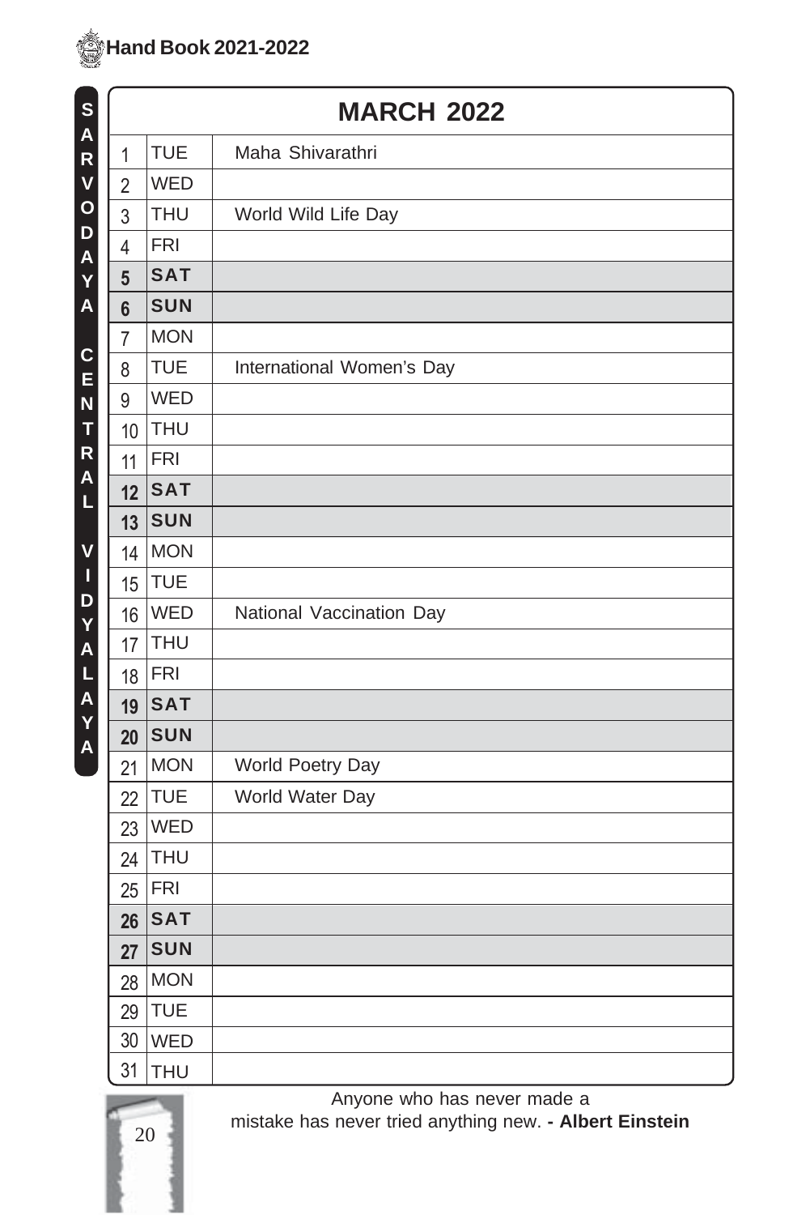# MARCH 2022

| | | |
|---|---|---|
| 1 | TUE | Maha Shivarathri |
| 2 | WED | |
| 3 | THU | World Wild Life Day |
| 4 | FRI | |
| **5** | **SAT** | |
| **6** | **SUN** | |
| 7 | MON | |
| 8 | TUE | International Women's Day |
| 9 | WED | |
| 10 | THU | |
| 11 | FRI | |
| **12** | **SAT** | |
| **13** | **SUN** | |
| 14 | MON | |
| 15 | TUE | |
| 16 | WED | National Vaccination Day |
| 17 | THU | |
| 18 | FRI | |
| **19** | **SAT** | |
| **20** | **SUN** | |
| 21 | MON | World Poetry Day |
| 22 | TUE | World Water Day |
| 23 | WED | |
| 24 | THU | |
| 25 | FRI | |
| **26** | **SAT** | |
| **27** | **SUN** | |
| 28 | MON | |
| 29 | TUE | |
| 30 | WED | |
| 31 | THU | |

SARVODAYA CENTRAL VIDYALAYA

Anyone who has never made a mistake has never tried anything new. **- Albert Einstein**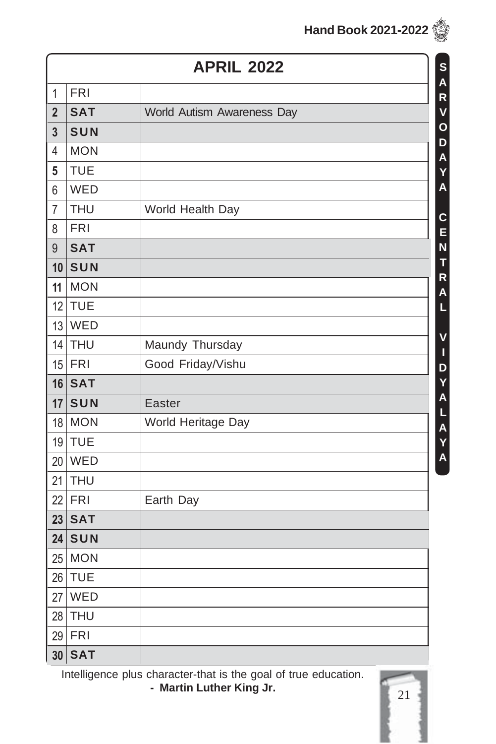# APRIL 2022

| | | |
|---|---|---|
| 1 | FRI | |
| **2** | **SAT** | World Autism Awareness Day |
| **3** | **SUN** | |
| 4 | MON | |
| **5** | TUE | |
| 6 | WED | |
| 7 | THU | World Health Day |
| 8 | FRI | |
| 9 | **SAT** | |
| **10** | **SUN** | |
| **11** | MON | |
| 12 | TUE | |
| 13 | WED | |
| 14 | THU | Maundy Thursday |
| 15 | FRI | Good Friday/Vishu |
| **16** | **SAT** | |
| **17** | **SUN** | Easter |
| 18 | MON | World Heritage Day |
| 19 | TUE | |
| 20 | WED | |
| 21 | THU | |
| 22 | FRI | Earth Day |
| **23** | **SAT** | |
| **24** | **SUN** | |
| 25 | MON | |
| 26 | TUE | |
| 27 | WED | |
| 28 | THU | |
| 29 | FRI | |
| **30** | **SAT** | |

SARVODAYA CENTRAL VIDYALAYA

Intelligence plus character-that is the goal of true education.

**- Martin Luther King Jr.**